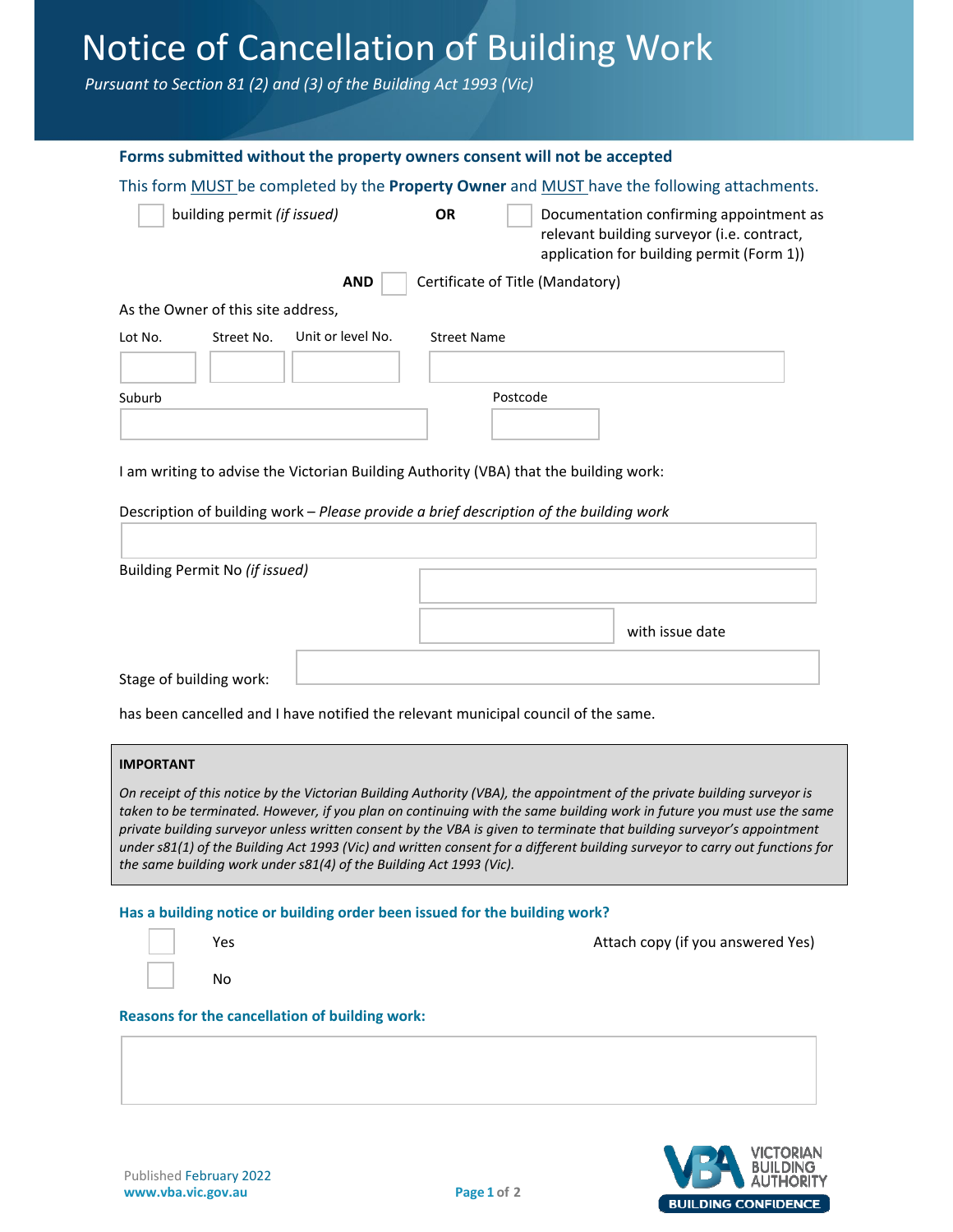# Notice of Cancellation of Building Work

*Pursuant to Section 81 (2) and (3) of the Building Act 1993 (Vic)*

**Forms submitted without the property owners consent will not be accepted**

This form MUST be completed by the **Property Owner** and MUST have the following attachments.

☐ building permit *(if issued)* **OR** ☐ Documentation confirming appointment as relevant building surveyor (i.e. contract, application for building permit (Form 1))

**AND** ☐ Certificate of Title (Mandatory)

As the Owner of this site address,

| Lot No. | Street No. | Unit or level No. | Street Name |
|---|---|---|---|
| | | | |

| Suburb | Postcode |
|---|---|
| | |

I am writing to advise the Victorian Building Authority (VBA) that the building work:

Description of building work – *Please provide a brief description of the building work*

______________________________

Building Permit No *(if issued)* ______________________________

______________ with issue date

Stage of building work: ______________________________

has been cancelled and I have notified the relevant municipal council of the same.

> **IMPORTANT**
>
> *On receipt of this notice by the Victorian Building Authority (VBA), the appointment of the private building surveyor is taken to be terminated. However, if you plan on continuing with the same building work in future you must use the same private building surveyor unless written consent by the VBA is given to terminate that building surveyor's appointment under s81(1) of the Building Act 1993 (Vic) and written consent for a different building surveyor to carry out functions for the same building work under s81(4) of the Building Act 1993 (Vic).*

**Has a building notice or building order been issued for the building work?**

☐ Yes — Attach copy (if you answered Yes)

☐ No

**Reasons for the cancellation of building work:**

______________________________

Published February 2022
www.vba.vic.gov.au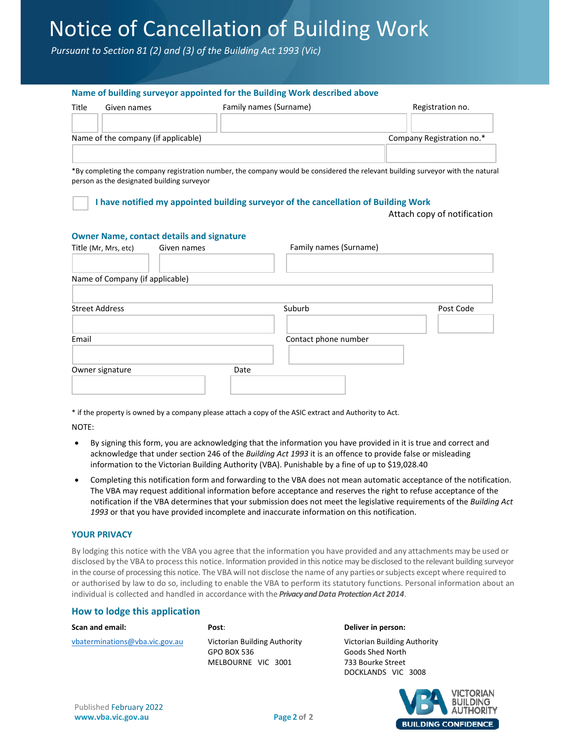# Notice of Cancellation of Building Work

*Pursuant to Section 81 (2) and (3) of the Building Act 1993 (Vic)*

### Name of building surveyor appointed for the Building Work described above

| Title | Given names | Family names (Surname) | Registration no. |
| --- | --- | --- | --- |
| | | | |

| Name of the company (if applicable) | Company Registration no.* |
| --- | --- |
| | |

*By completing the company registration number, the company would be considered the relevant building surveyor with the natural person as the designated building surveyor

☐ **I have notified my appointed building surveyor of the cancellation of Building Work**

Attach copy of notification

### Owner Name, contact details and signature

| Title (Mr, Mrs, etc) | Given names | Family names (Surname) |
| --- | --- | --- |
| | | |

| Name of Company (if applicable) |
| --- |
| |

| Street Address | Suburb | Post Code |
| --- | --- | --- |
| | | |

| Email | Contact phone number |
| --- | --- |
| | |

| Owner signature | Date |
| --- | --- |
| | |

* if the property is owned by a company please attach a copy of the ASIC extract and Authority to Act.

NOTE:

- By signing this form, you are acknowledging that the information you have provided in it is true and correct and acknowledge that under section 246 of the *Building Act 1993* it is an offence to provide false or misleading information to the Victorian Building Authority (VBA). Punishable by a fine of up to $19,028.40
- Completing this notification form and forwarding to the VBA does not mean automatic acceptance of the notification. The VBA may request additional information before acceptance and reserves the right to refuse acceptance of the notification if the VBA determines that your submission does not meet the legislative requirements of the *Building Act 1993* or that you have provided incomplete and inaccurate information on this notification.

### YOUR PRIVACY

By lodging this notice with the VBA you agree that the information you have provided and any attachments may be used or disclosed by the VBA to process this notice. Information provided in this notice may be disclosed to the relevant building surveyor in the course of processing this notice. The VBA will not disclose the name of any parties or subjects except where required to or authorised by law to do so, including to enable the VBA to perform its statutory functions. Personal information about an individual is collected and handled in accordance with the ***Privacy and Data Protection Act 2014***.

## How to lodge this application

**Scan and email:**

vbaterminations@vba.vic.gov.au

**Post:**

Victorian Building Authority
GPO BOX 536
MELBOURNE VIC 3001

**Deliver in person:**

Victorian Building Authority
Goods Shed North
733 Bourke Street
DOCKLANDS VIC 3008

Published February 2022
**www.vba.vic.gov.au**

VICTORIAN BUILDING AUTHORITY
BUILDING CONFIDENCE